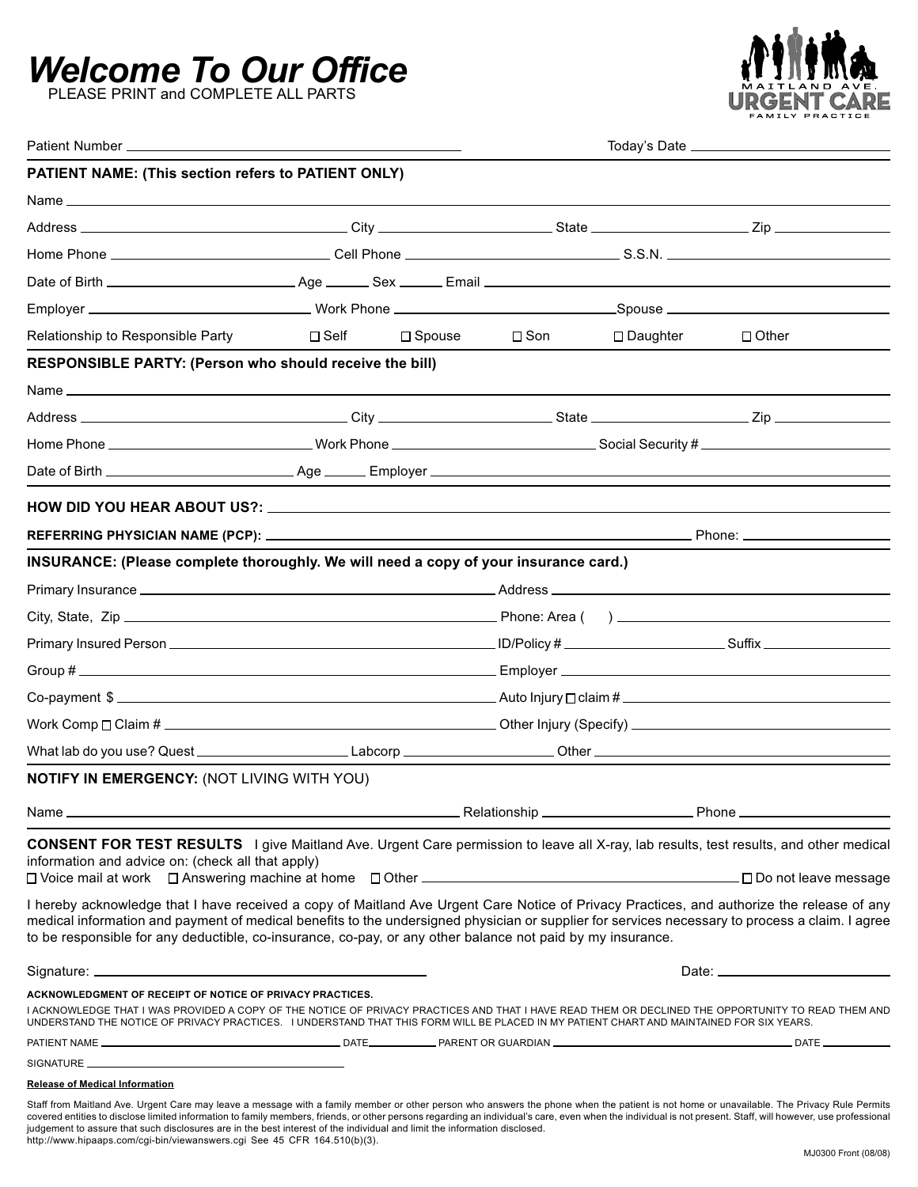# Welcome To Our Office

PLEASE PRINT and COMPLETE ALL PARTS

MAITLAND AVE. URGENT CARE FAMILY PRACTICE

Patient Number ______________________ Today's Date ______________________

**PATIENT NAME: (This section refers to PATIENT ONLY)**

Name ______________________

Address ______________________ City ______________________ State ______________________ Zip ______________________

Home Phone ______________________ Cell Phone ______________________ S.S.N. ______________________

Date of Birth ______________________ Age ______ Sex ______ Email ______________________

Employer ______________________ Work Phone ______________________ Spouse ______________________

Relationship to Responsible Party ☐ Self ☐ Spouse ☐ Son ☐ Daughter ☐ Other

**RESPONSIBLE PARTY: (Person who should receive the bill)**

Name ______________________

Address ______________________ City ______________________ State ______________________ Zip ______________________

Home Phone ______________________ Work Phone ______________________ Social Security # ______________________

Date of Birth ______________________ Age ______ Employer ______________________

**HOW DID YOU HEAR ABOUT US?:** ______________________

**REFERRING PHYSICIAN NAME (PCP):** ______________________ Phone: ______________________

**INSURANCE: (Please complete thoroughly. We will need a copy of your insurance card.)**

Primary Insurance ______________________ Address ______________________

City, State, Zip ______________________ Phone: Area ( ) ______________________

Primary Insured Person ______________________ ID/Policy # ______________________ Suffix ______________________

Group # ______________________ Employer ______________________

Co-payment $ ______________________ Auto Injury ☐ claim # ______________________

Work Comp ☐ Claim # ______________________ Other Injury (Specify) ______________________

What lab do you use? Quest ______________________ Labcorp ______________________ Other ______________________

**NOTIFY IN EMERGENCY:** (NOT LIVING WITH YOU)

Name ______________________ Relationship ______________________ Phone ______________________

**CONSENT FOR TEST RESULTS** I give Maitland Ave. Urgent Care permission to leave all X-ray, lab results, test results, and other medical information and advice on: (check all that apply)

☐ Voice mail at work ☐ Answering machine at home ☐ Other ______________________ ☐ Do not leave message

I hereby acknowledge that I have received a copy of Maitland Ave Urgent Care Notice of Privacy Practices, and authorize the release of any medical information and payment of medical benefits to the undersigned physician or supplier for services necessary to process a claim. I agree to be responsible for any deductible, co-insurance, co-pay, or any other balance not paid by my insurance.

Signature: ______________________ Date: ______________________

**ACKNOWLEDGMENT OF RECEIPT OF NOTICE OF PRIVACY PRACTICES.**

I ACKNOWLEDGE THAT I WAS PROVIDED A COPY OF THE NOTICE OF PRIVACY PRACTICES AND THAT I HAVE READ THEM OR DECLINED THE OPPORTUNITY TO READ THEM AND UNDERSTAND THE NOTICE OF PRIVACY PRACTICES. I UNDERSTAND THAT THIS FORM WILL BE PLACED IN MY PATIENT CHART AND MAINTAINED FOR SIX YEARS.

PATIENT NAME ______________________ DATE __________ PARENT OR GUARDIAN ______________________ DATE __________

SIGNATURE ______________________

**Release of Medical Information**

Staff from Maitland Ave. Urgent Care may leave a message with a family member or other person who answers the phone when the patient is not home or unavailable. The Privacy Rule Permits covered entities to disclose limited information to family members, friends, or other persons regarding an individual's care, even when the individual is not present. Staff, will however, use professional judgement to assure that such disclosures are in the best interest of the individual and limit the information disclosed.
http://www.hipaaps.com/cgi-bin/viewanswers.cgi See 45 CFR 164.510(b)(3).

MJ0300 Front (08/08)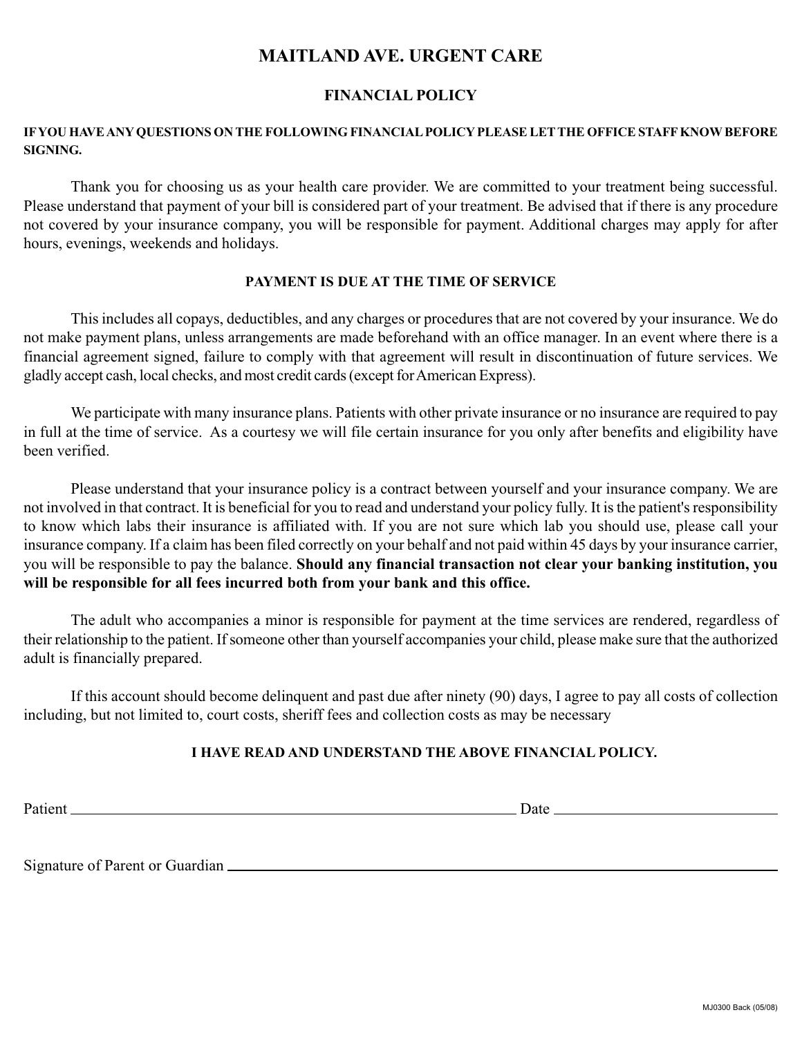# MAITLAND AVE. URGENT CARE

## FINANCIAL POLICY

**IF YOU HAVE ANY QUESTIONS ON THE FOLLOWING FINANCIAL POLICY PLEASE LET THE OFFICE STAFF KNOW BEFORE SIGNING.**

Thank you for choosing us as your health care provider. We are committed to your treatment being successful. Please understand that payment of your bill is considered part of your treatment. Be advised that if there is any procedure not covered by your insurance company, you will be responsible for payment. Additional charges may apply for after hours, evenings, weekends and holidays.

**PAYMENT IS DUE AT THE TIME OF SERVICE**

This includes all copays, deductibles, and any charges or procedures that are not covered by your insurance. We do not make payment plans, unless arrangements are made beforehand with an office manager. In an event where there is a financial agreement signed, failure to comply with that agreement will result in discontinuation of future services. We gladly accept cash, local checks, and most credit cards (except for American Express).

We participate with many insurance plans. Patients with other private insurance or no insurance are required to pay in full at the time of service. As a courtesy we will file certain insurance for you only after benefits and eligibility have been verified.

Please understand that your insurance policy is a contract between yourself and your insurance company. We are not involved in that contract. It is beneficial for you to read and understand your policy fully. It is the patient's responsibility to know which labs their insurance is affiliated with. If you are not sure which lab you should use, please call your insurance company. If a claim has been filed correctly on your behalf and not paid within 45 days by your insurance carrier, you will be responsible to pay the balance. **Should any financial transaction not clear your banking institution, you will be responsible for all fees incurred both from your bank and this office.**

The adult who accompanies a minor is responsible for payment at the time services are rendered, regardless of their relationship to the patient. If someone other than yourself accompanies your child, please make sure that the authorized adult is financially prepared.

If this account should become delinquent and past due after ninety (90) days, I agree to pay all costs of collection including, but not limited to, court costs, sheriff fees and collection costs as may be necessary

**I HAVE READ AND UNDERSTAND THE ABOVE FINANCIAL POLICY.**

Patient ______________________________ Date ______________

Signature of Parent or Guardian ______________________________

MJ0300 Back (05/08)